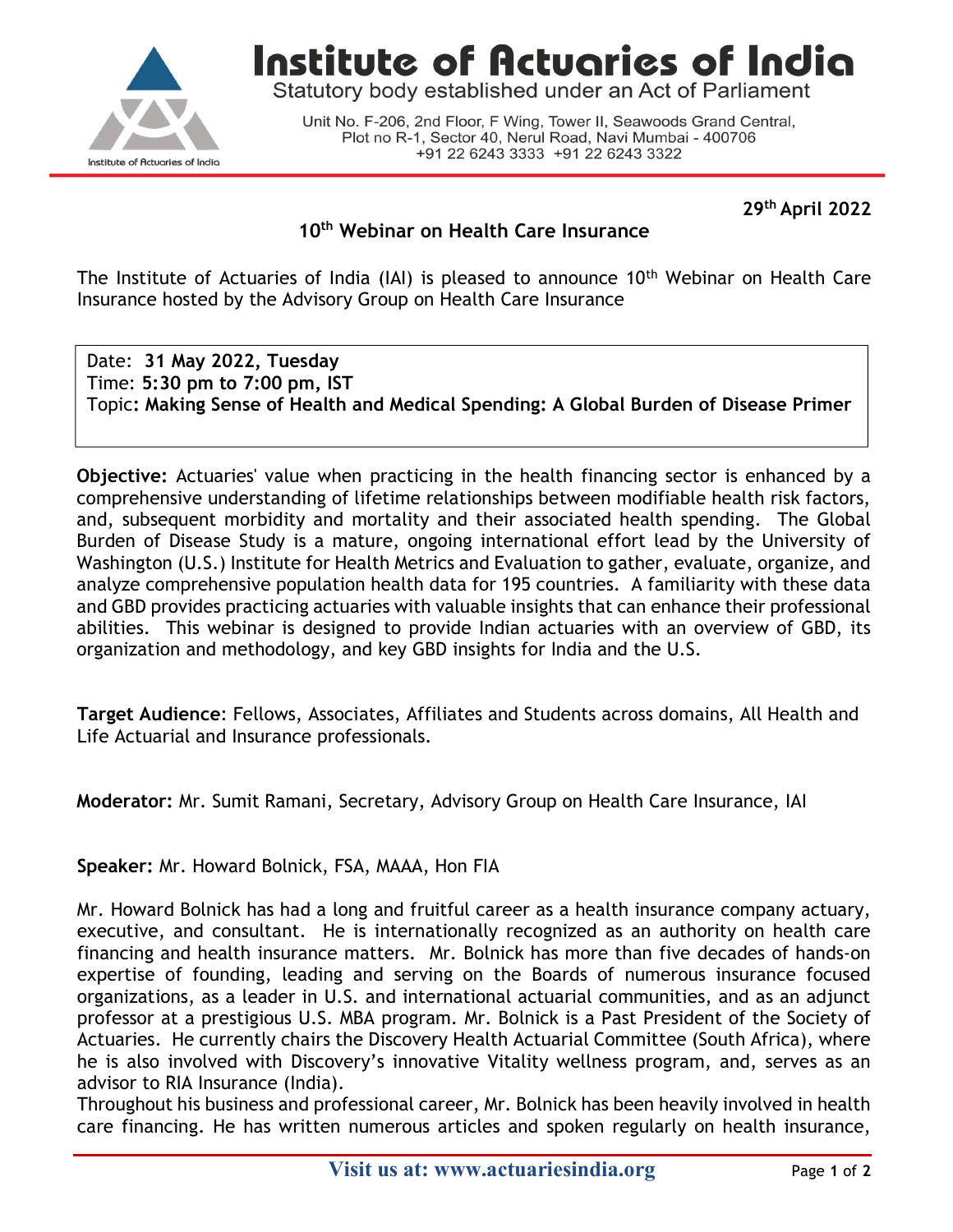# Institute of Actuaries of India

Statutory body established under an Act of Parliament

Unit No. F-206, 2nd Floor, F Wing, Tower II, Seawoods Grand Central, Plot no R-1, Sector 40, Nerul Road, Navi Mumbai - 400706
+91 22 6243 3333 +91 22 6243 3322

29th April 2022

## 10th Webinar on Health Care Insurance

The Institute of Actuaries of India (IAI) is pleased to announce 10th Webinar on Health Care Insurance hosted by the Advisory Group on Health Care Insurance

Date: **31 May 2022, Tuesday**
Time: **5:30 pm to 7:00 pm, IST**
Topic: **Making Sense of Health and Medical Spending: A Global Burden of Disease Primer**

**Objective:** Actuaries' value when practicing in the health financing sector is enhanced by a comprehensive understanding of lifetime relationships between modifiable health risk factors, and, subsequent morbidity and mortality and their associated health spending. The Global Burden of Disease Study is a mature, ongoing international effort lead by the University of Washington (U.S.) Institute for Health Metrics and Evaluation to gather, evaluate, organize, and analyze comprehensive population health data for 195 countries. A familiarity with these data and GBD provides practicing actuaries with valuable insights that can enhance their professional abilities. This webinar is designed to provide Indian actuaries with an overview of GBD, its organization and methodology, and key GBD insights for India and the U.S.

**Target Audience**: Fellows, Associates, Affiliates and Students across domains, All Health and Life Actuarial and Insurance professionals.

**Moderator:** Mr. Sumit Ramani, Secretary, Advisory Group on Health Care Insurance, IAI

**Speaker:** Mr. Howard Bolnick, FSA, MAAA, Hon FIA

Mr. Howard Bolnick has had a long and fruitful career as a health insurance company actuary, executive, and consultant. He is internationally recognized as an authority on health care financing and health insurance matters. Mr. Bolnick has more than five decades of hands-on expertise of founding, leading and serving on the Boards of numerous insurance focused organizations, as a leader in U.S. and international actuarial communities, and as an adjunct professor at a prestigious U.S. MBA program. Mr. Bolnick is a Past President of the Society of Actuaries. He currently chairs the Discovery Health Actuarial Committee (South Africa), where he is also involved with Discovery's innovative Vitality wellness program, and, serves as an advisor to RIA Insurance (India).

Throughout his business and professional career, Mr. Bolnick has been heavily involved in health care financing. He has written numerous articles and spoken regularly on health insurance,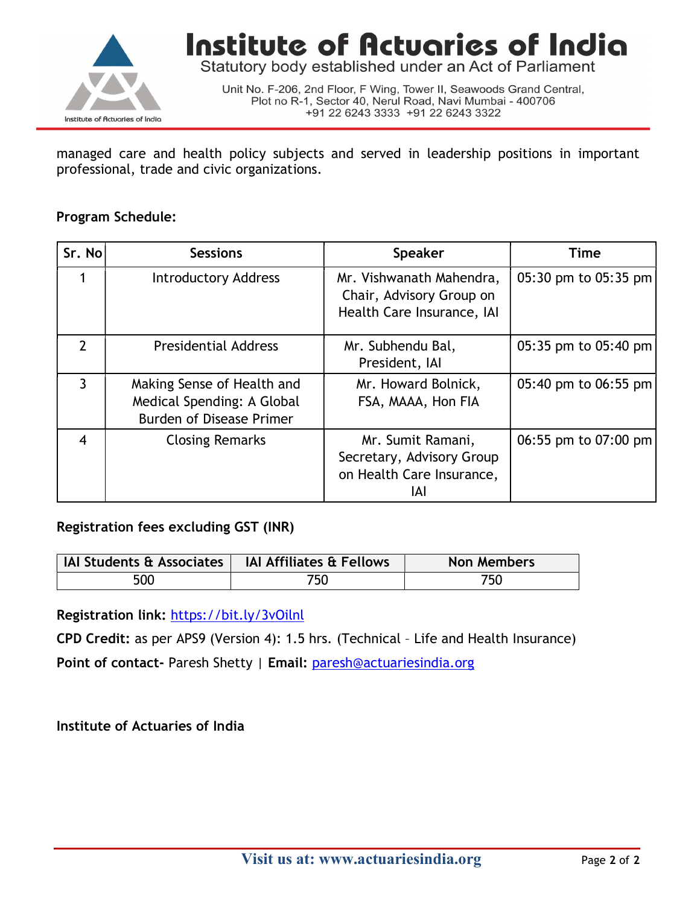managed care and health policy subjects and served in leadership positions in important professional, trade and civic organizations.

**Program Schedule:**

| Sr. No | Sessions | Speaker | Time |
|---|---|---|---|
| 1 | Introductory Address | Mr. Vishwanath Mahendra, Chair, Advisory Group on Health Care Insurance, IAI | 05:30 pm to 05:35 pm |
| 2 | Presidential Address | Mr. Subhendu Bal, President, IAI | 05:35 pm to 05:40 pm |
| 3 | Making Sense of Health and Medical Spending: A Global Burden of Disease Primer | Mr. Howard Bolnick, FSA, MAAA, Hon FIA | 05:40 pm to 06:55 pm |
| 4 | Closing Remarks | Mr. Sumit Ramani, Secretary, Advisory Group on Health Care Insurance, IAI | 06:55 pm to 07:00 pm |

**Registration fees excluding GST (INR)**

| IAI Students & Associates | IAI Affiliates & Fellows | Non Members |
|---|---|---|
| 500 | 750 | 750 |

**Registration link:** https://bit.ly/3vOilnl

**CPD Credit:** as per APS9 (Version 4): 1.5 hrs. (Technical – Life and Health Insurance)

**Point of contact-** Paresh Shetty | **Email:** paresh@actuariesindia.org

**Institute of Actuaries of India**